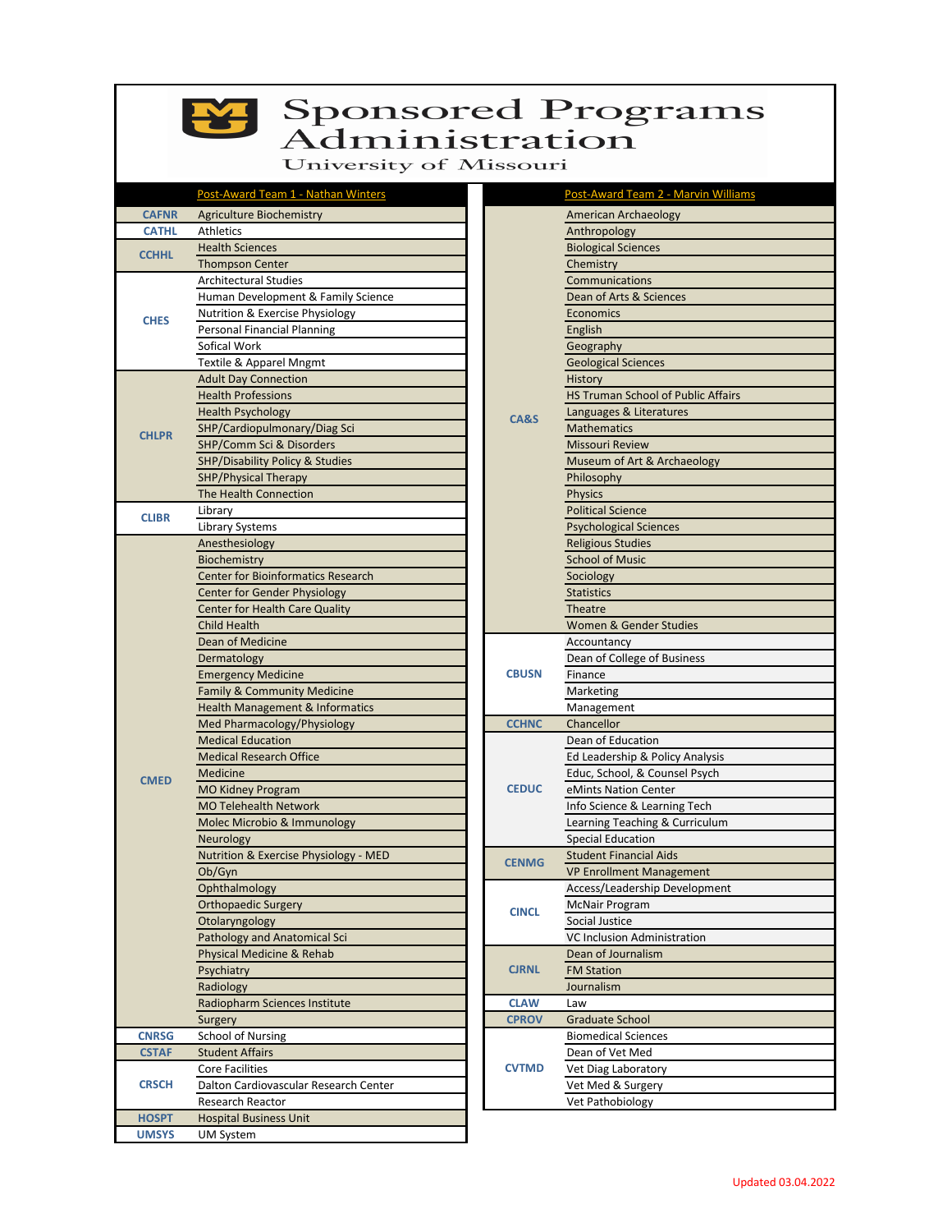# Sponsored Programs Administration

## University of Missouri

### Post-Award Team 1 - Nathan Winters

| Code | Department |
|---|---|
| CAFNR | Agriculture Biochemistry |
| CATHL | Athletics |
| CCHHL | Health Sciences |
| | Thompson Center |
| CHES | Architectural Studies |
| | Human Development & Family Science |
| | Nutrition & Exercise Physiology |
| | Personal Financial Planning |
| | Sofical Work |
| | Textile & Apparel Mngmt |
| CHLPR | Adult Day Connection |
| | Health Professions |
| | Health Psychology |
| | SHP/Cardiopulmonary/Diag Sci |
| | SHP/Comm Sci & Disorders |
| | SHP/Disability Policy & Studies |
| | SHP/Physical Therapy |
| | The Health Connection |
| CLIBR | Library |
| | Library Systems |
| CMED | Anesthesiology |
| | Biochemistry |
| | Center for Bioinformatics Research |
| | Center for Gender Physiology |
| | Center for Health Care Quality |
| | Child Health |
| | Dean of Medicine |
| | Dermatology |
| | Emergency Medicine |
| | Family & Community Medicine |
| | Health Management & Informatics |
| | Med Pharmacology/Physiology |
| | Medical Education |
| | Medical Research Office |
| | Medicine |
| | MO Kidney Program |
| | MO Telehealth Network |
| | Molec Microbio & Immunology |
| | Neurology |
| | Nutrition & Exercise Physiology - MED |
| | Ob/Gyn |
| | Ophthalmology |
| | Orthopaedic Surgery |
| | Otolaryngology |
| | Pathology and Anatomical Sci |
| | Physical Medicine & Rehab |
| | Psychiatry |
| | Radiology |
| | Radiopharm Sciences Institute |
| | Surgery |
| CNRSG | School of Nursing |
| CSTAF | Student Affairs |
| CRSCH | Core Facilities |
| | Dalton Cardiovascular Research Center |
| | Research Reactor |
| HOSPT | Hospital Business Unit |
| UMSYS | UM System |

### Post-Award Team 2 - Marvin Williams

| Code | Department |
|---|---|
| CA&S | American Archaeology |
| | Anthropology |
| | Biological Sciences |
| | Chemistry |
| | Communications |
| | Dean of Arts & Sciences |
| | Economics |
| | English |
| | Geography |
| | Geological Sciences |
| | History |
| | HS Truman School of Public Affairs |
| | Languages & Literatures |
| | Mathematics |
| | Missouri Review |
| | Museum of Art & Archaeology |
| | Philosophy |
| | Physics |
| | Political Science |
| | Psychological Sciences |
| | Religious Studies |
| | School of Music |
| | Sociology |
| | Statistics |
| | Theatre |
| | Women & Gender Studies |
| CBUSN | Accountancy |
| | Dean of College of Business |
| | Finance |
| | Marketing |
| | Management |
| CCHNC | Chancellor |
| CEDUC | Dean of Education |
| | Ed Leadership & Policy Analysis |
| | Educ, School, & Counsel Psych |
| | eMints Nation Center |
| | Info Science & Learning Tech |
| | Learning Teaching & Curriculum |
| | Special Education |
| CENMG | Student Financial Aids |
| | VP Enrollment Management |
| CINCL | Access/Leadership Development |
| | McNair Program |
| | Social Justice |
| | VC Inclusion Administration |
| CJRNL | Dean of Journalism |
| | FM Station |
| | Journalism |
| CLAW | Law |
| CPROV | Graduate School |
| CVTMD | Biomedical Sciences |
| | Dean of Vet Med |
| | Vet Diag Laboratory |
| | Vet Med & Surgery |
| | Vet Pathobiology |

Updated 03.04.2022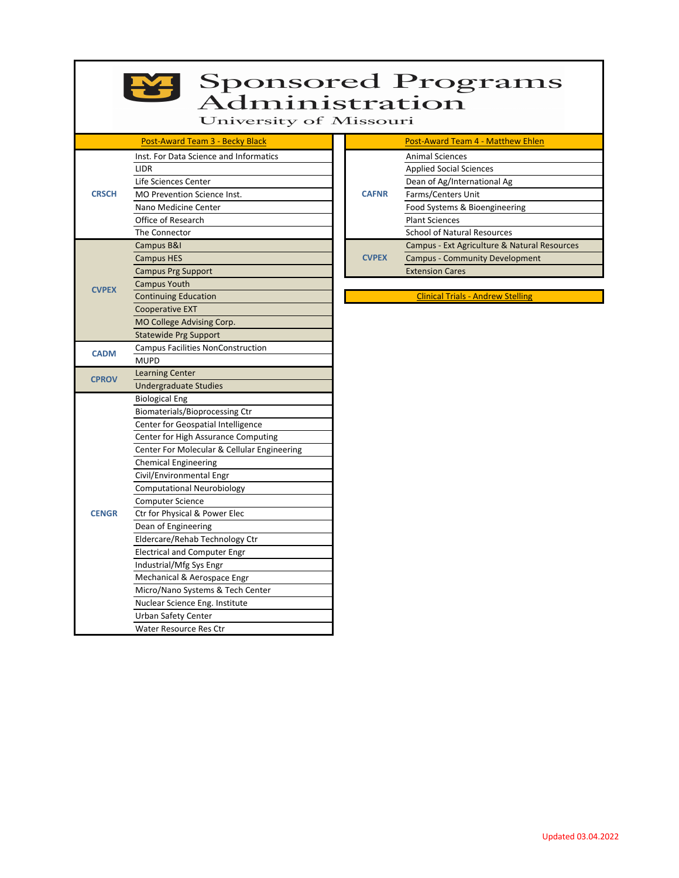# Sponsored Programs Administration

University of Missouri

## Post-Award Team 3 - Becky Black

| | |
|---|---|
| CRSCH | Inst. For Data Science and Informatics |
| | LIDR |
| | Life Sciences Center |
| | MO Prevention Science Inst. |
| | Nano Medicine Center |
| | Office of Research |
| | The Connector |
| CVPEX | Campus B&I |
| | Campus HES |
| | Campus Prg Support |
| | Campus Youth |
| | Continuing Education |
| | Cooperative EXT |
| | MO College Advising Corp. |
| | Statewide Prg Support |
| CADM | Campus Facilities NonConstruction |
| | MUPD |
| CPROV | Learning Center |
| | Undergraduate Studies |
| CENGR | Biological Eng |
| | Biomaterials/Bioprocessing Ctr |
| | Center for Geospatial Intelligence |
| | Center for High Assurance Computing |
| | Center For Molecular & Cellular Engineering |
| | Chemical Engineering |
| | Civil/Environmental Engr |
| | Computational Neurobiology |
| | Computer Science |
| | Ctr for Physical & Power Elec |
| | Dean of Engineering |
| | Eldercare/Rehab Technology Ctr |
| | Electrical and Computer Engr |
| | Industrial/Mfg Sys Engr |
| | Mechanical & Aerospace Engr |
| | Micro/Nano Systems & Tech Center |
| | Nuclear Science Eng. Institute |
| | Urban Safety Center |
| | Water Resource Res Ctr |

## Post-Award Team 4 - Matthew Ehlen

| | |
|---|---|
| CAFNR | Animal Sciences |
| | Applied Social Sciences |
| | Dean of Ag/International Ag |
| | Farms/Centers Unit |
| | Food Systems & Bioengineering |
| | Plant Sciences |
| | School of Natural Resources |
| CVPEX | Campus - Ext Agriculture & Natural Resources |
| | Campus - Community Development |
| | Extension Cares |

## Clinical Trials - Andrew Stelling

Updated 03.04.2022